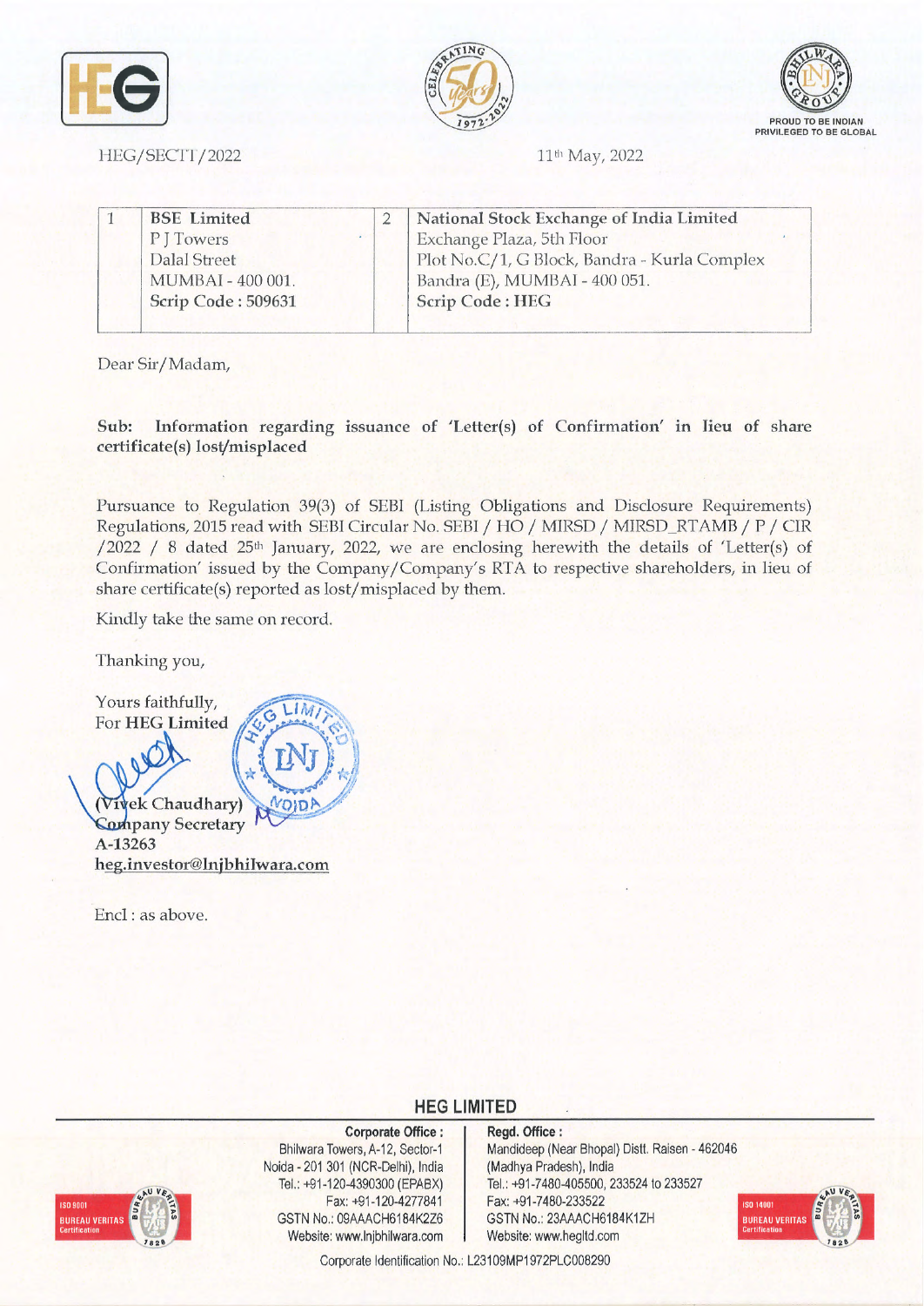HEG/SECTT/2022

11th May, 2022

| 1 | BSE Limited<br>P J Towers<br>Dalal Street<br>MUMBAI - 400 001.<br>**Scrip Code : 509631** | 2 | National Stock Exchange of India Limited<br>Exchange Plaza, 5th Floor<br>Plot No.C/1, G Block, Bandra - Kurla Complex<br>Bandra (E), MUMBAI - 400 051.<br>**Scrip Code : HEG** |
|---|---|---|---|

Dear Sir/Madam,

**Sub: Information regarding issuance of 'Letter(s) of Confirmation' in lieu of share certificate(s) lost/misplaced**

Pursuance to Regulation 39(3) of SEBI (Listing Obligations and Disclosure Requirements) Regulations, 2015 read with SEBI Circular No. SEBI / HO / MIRSD / MIRSD_RTAMB / P / CIR /2022 / 8 dated 25th January, 2022, we are enclosing herewith the details of 'Letter(s) of Confirmation' issued by the Company/Company's RTA to respective shareholders, in lieu of share certificate(s) reported as lost/misplaced by them.

Kindly take the same on record.

Thanking you,

Yours faithfully,
For **HEG Limited**

(Vivek Chaudhary)
Company Secretary
A-13263
heg.investor@lnjbhilwara.com

Encl : as above.

**HEG LIMITED**

**Corporate Office :**
Bhilwara Towers, A-12, Sector-1
Noida - 201 301 (NCR-Delhi), India
Tel.: +91-120-4390300 (EPABX)
Fax: +91-120-4277841
GSTN No.: 09AAACH6184K2Z6
Website: www.lnjbhilwara.com

**Regd. Office :**
Mandideep (Near Bhopal) Distt. Raisen - 462046
(Madhya Pradesh), India
Tel.: +91-7480-405500, 233524 to 233527
Fax: +91-7480-233522
GSTN No.: 23AAACH6184K1ZH
Website: www.hegltd.com

Corporate Identification No.: L23109MP1972PLC008290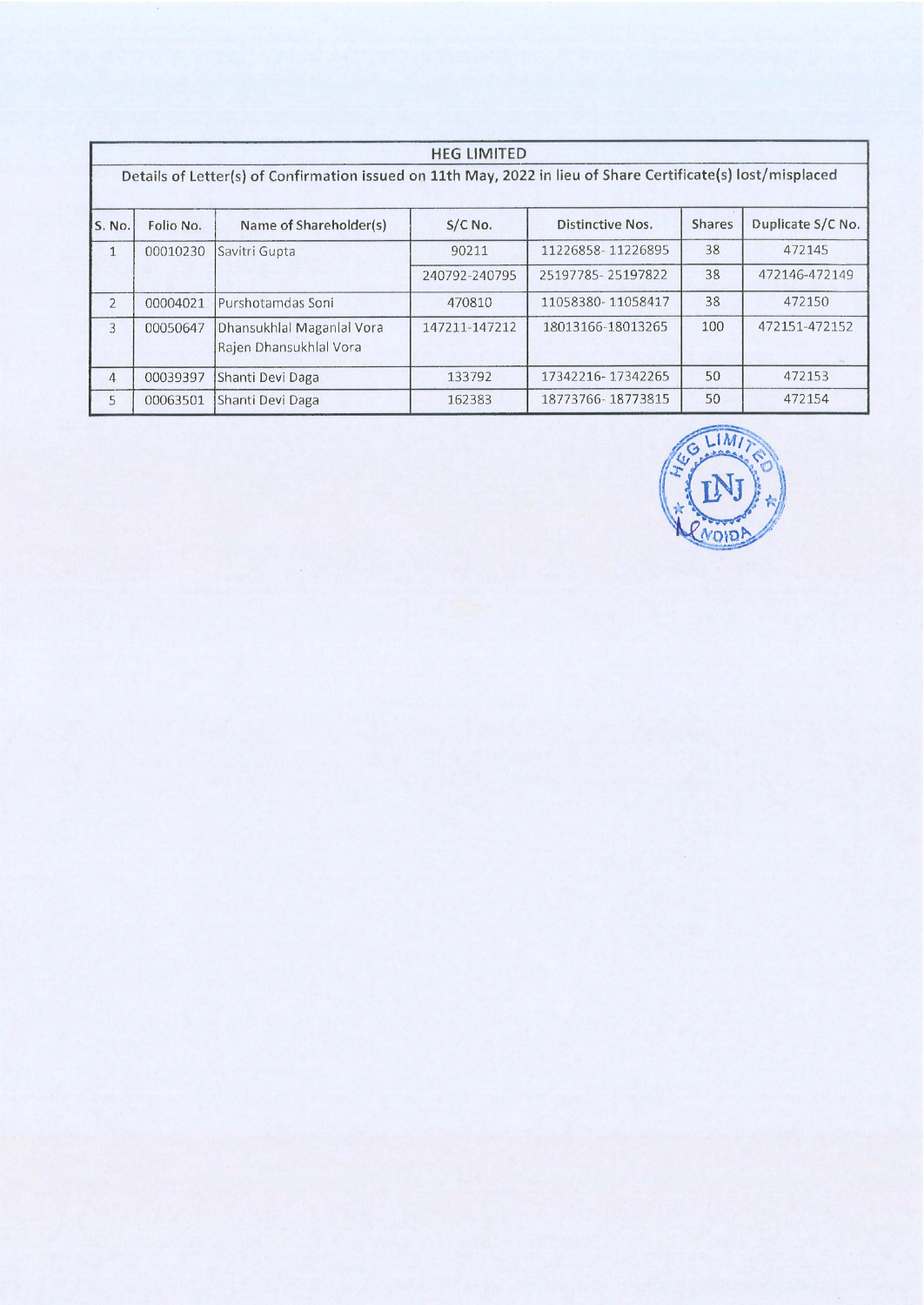| HEG LIMITED | | | | | | |
|---|---|---|---|---|---|---|
| Details of Letter(s) of Confirmation issued on 11th May, 2022 in lieu of Share Certificate(s) lost/misplaced | | | | | | |
| S. No. | Folio No. | Name of Shareholder(s) | S/C No. | Distinctive Nos. | Shares | Duplicate S/C No. |
| 1 | 00010230 | Savitri Gupta | 90211 | 11226858- 11226895 | 38 | 472145 |
| | | | 240792-240795 | 25197785- 25197822 | 38 | 472146-472149 |
| 2 | 00004021 | Purshotamdas Soni | 470810 | 11058380- 11058417 | 38 | 472150 |
| 3 | 00050647 | Dhansukhlal Maganlal Vora<br>Rajen Dhansukhlal Vora | 147211-147212 | 18013166-18013265 | 100 | 472151-472152 |
| 4 | 00039397 | Shanti Devi Daga | 133792 | 17342216- 17342265 | 50 | 472153 |
| 5 | 00063501 | Shanti Devi Daga | 162383 | 18773766- 18773815 | 50 | 472154 |

HEG LIMITED NOIDA